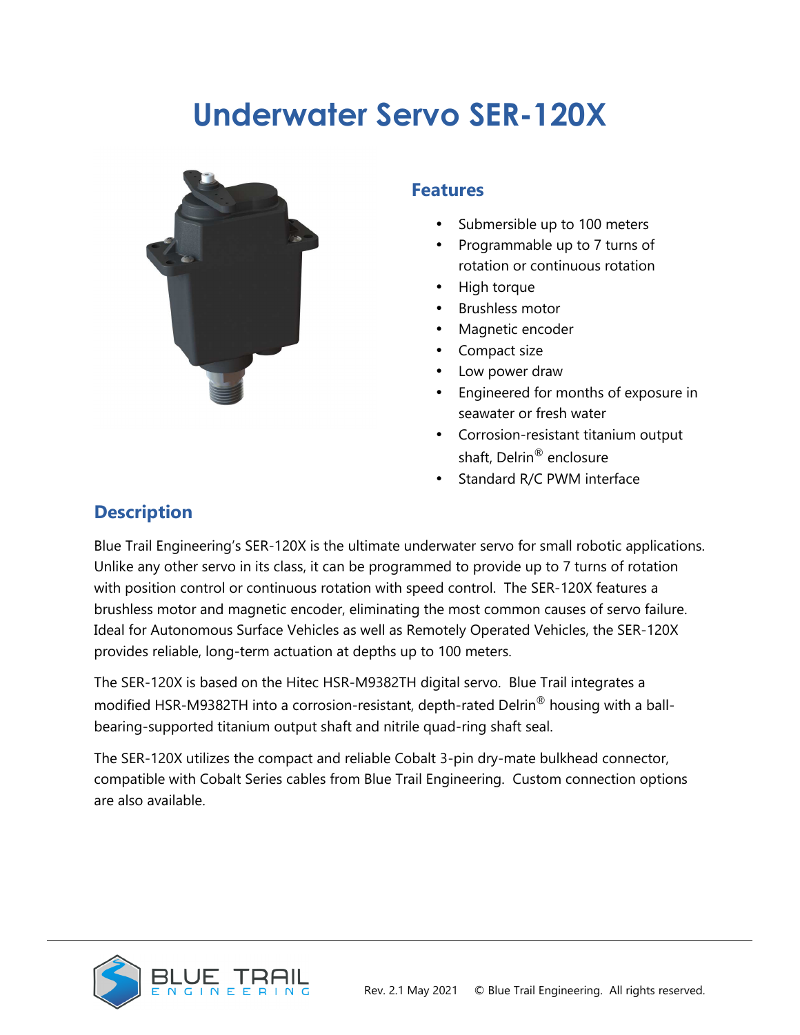# Underwater Servo SER-120X

## Features

- Submersible up to 100 meters
- Programmable up to 7 turns of rotation or continuous rotation
- High torque
- Brushless motor
- Magnetic encoder
- Compact size
- Low power draw
- Engineered for months of exposure in seawater or fresh water
- Corrosion-resistant titanium output shaft, Delrin® enclosure
- Standard R/C PWM interface

## Description

Blue Trail Engineering's SER-120X is the ultimate underwater servo for small robotic applications. Unlike any other servo in its class, it can be programmed to provide up to 7 turns of rotation with position control or continuous rotation with speed control. The SER-120X features a brushless motor and magnetic encoder, eliminating the most common causes of servo failure. Ideal for Autonomous Surface Vehicles as well as Remotely Operated Vehicles, the SER-120X provides reliable, long-term actuation at depths up to 100 meters.

The SER-120X is based on the Hitec HSR-M9382TH digital servo. Blue Trail integrates a modified HSR-M9382TH into a corrosion-resistant, depth-rated Delrin® housing with a ball-bearing-supported titanium output shaft and nitrile quad-ring shaft seal.

The SER-120X utilizes the compact and reliable Cobalt 3-pin dry-mate bulkhead connector, compatible with Cobalt Series cables from Blue Trail Engineering. Custom connection options are also available.

Rev. 2.1 May 2021 © Blue Trail Engineering. All rights reserved.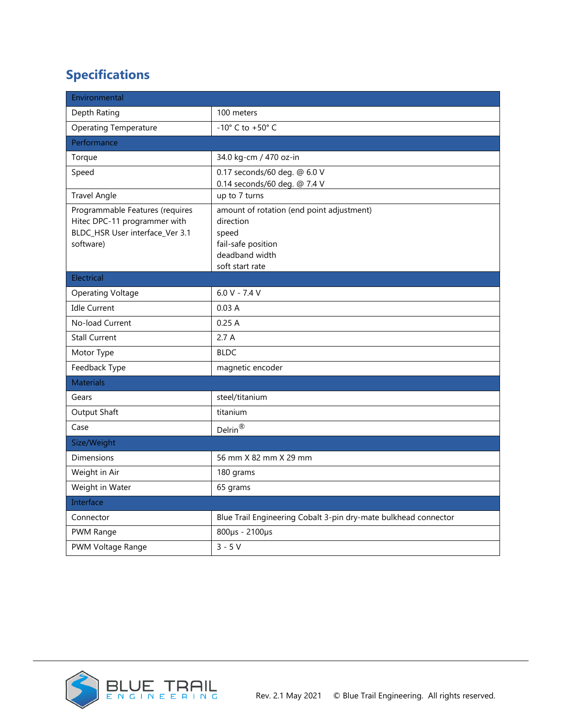## Specifications

| Environmental | |
|---|---|
| Depth Rating | 100 meters |
| Operating Temperature | -10° C to +50° C |
| **Performance** | |
| Torque | 34.0 kg-cm / 470 oz-in |
| Speed | 0.17 seconds/60 deg. @ 6.0 V<br>0.14 seconds/60 deg. @ 7.4 V |
| Travel Angle | up to 7 turns |
| Programmable Features (requires Hitec DPC-11 programmer with BLDC_HSR User interface_Ver 3.1 software) | amount of rotation (end point adjustment)<br>direction<br>speed<br>fail-safe position<br>deadband width<br>soft start rate |
| **Electrical** | |
| Operating Voltage | 6.0 V - 7.4 V |
| Idle Current | 0.03 A |
| No-load Current | 0.25 A |
| Stall Current | 2.7 A |
| Motor Type | BLDC |
| Feedback Type | magnetic encoder |
| **Materials** | |
| Gears | steel/titanium |
| Output Shaft | titanium |
| Case | Delrin® |
| **Size/Weight** | |
| Dimensions | 56 mm X 82 mm X 29 mm |
| Weight in Air | 180 grams |
| Weight in Water | 65 grams |
| **Interface** | |
| Connector | Blue Trail Engineering Cobalt 3-pin dry-mate bulkhead connector |
| PWM Range | 800μs - 2100μs |
| PWM Voltage Range | 3 - 5 V |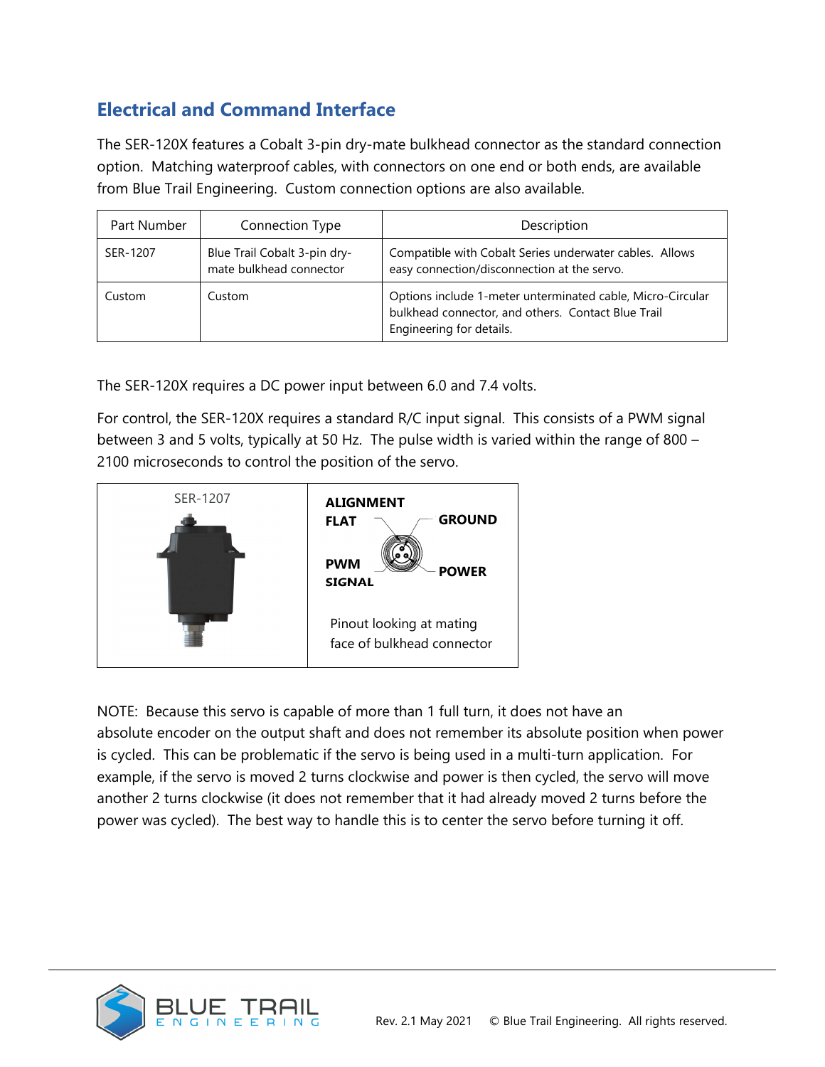## Electrical and Command Interface

The SER-120X features a Cobalt 3-pin dry-mate bulkhead connector as the standard connection option. Matching waterproof cables, with connectors on one end or both ends, are available from Blue Trail Engineering. Custom connection options are also available.

| Part Number | Connection Type | Description |
|---|---|---|
| SER-1207 | Blue Trail Cobalt 3-pin dry-mate bulkhead connector | Compatible with Cobalt Series underwater cables. Allows easy connection/disconnection at the servo. |
| Custom | Custom | Options include 1-meter unterminated cable, Micro-Circular bulkhead connector, and others. Contact Blue Trail Engineering for details. |

The SER-120X requires a DC power input between 6.0 and 7.4 volts.

For control, the SER-120X requires a standard R/C input signal. This consists of a PWM signal between 3 and 5 volts, typically at 50 Hz. The pulse width is varied within the range of 800 – 2100 microseconds to control the position of the servo.

| SER-1207 | ALIGNMENT FLAT, GROUND, PWM SIGNAL, POWER |
|---|---|
| | Pinout looking at mating face of bulkhead connector |

NOTE: Because this servo is capable of more than 1 full turn, it does not have an absolute encoder on the output shaft and does not remember its absolute position when power is cycled. This can be problematic if the servo is being used in a multi-turn application. For example, if the servo is moved 2 turns clockwise and power is then cycled, the servo will move another 2 turns clockwise (it does not remember that it had already moved 2 turns before the power was cycled). The best way to handle this is to center the servo before turning it off.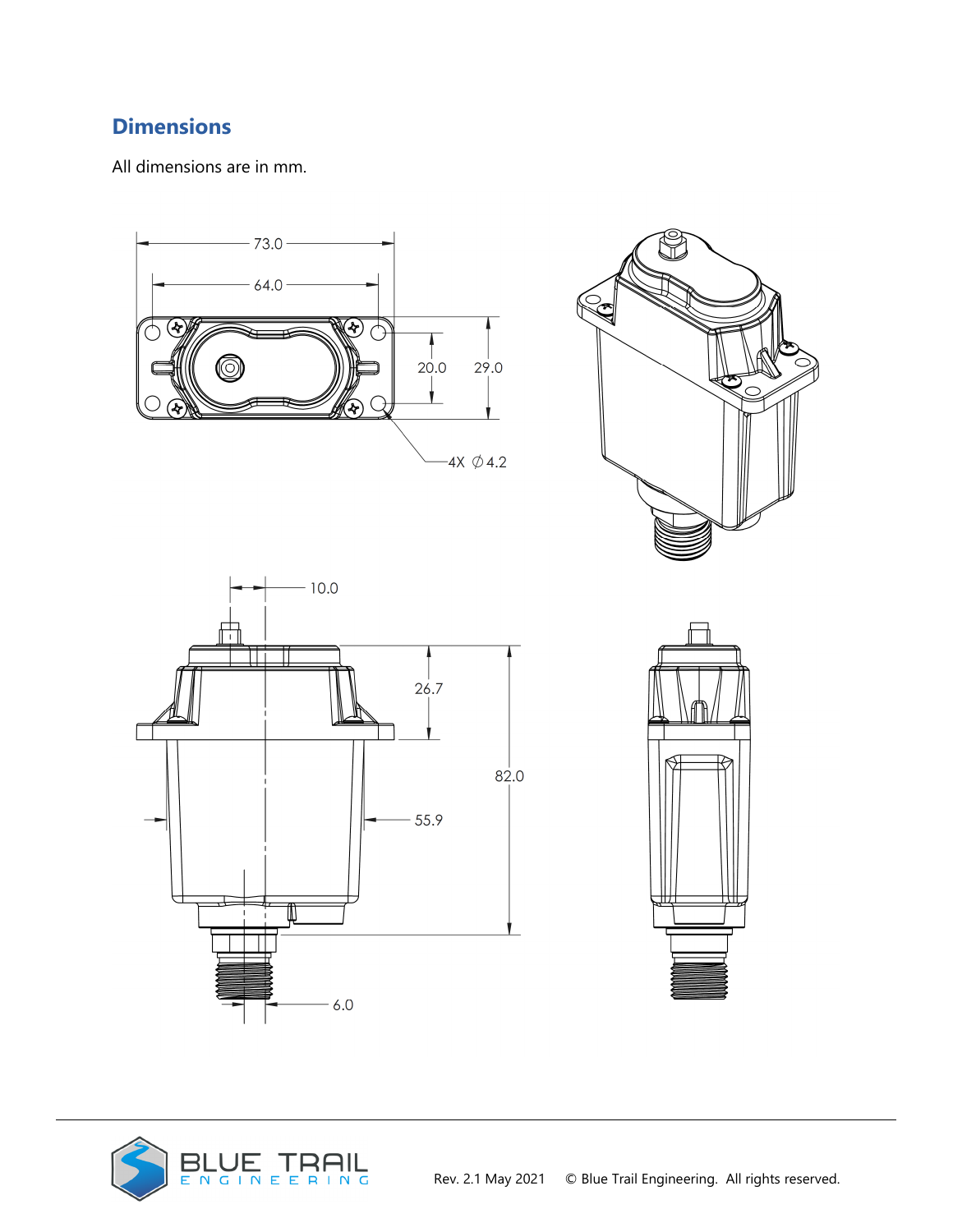## Dimensions

All dimensions are in mm.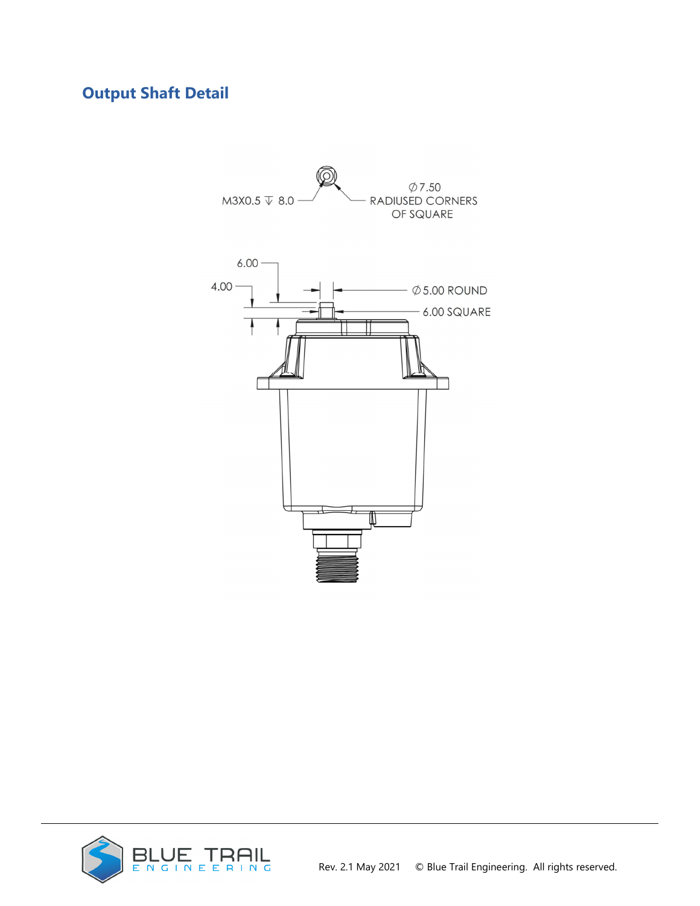## Output Shaft Detail

M3X0.5 ↧ 8.0

∅7.50
RADIUSED CORNERS
OF SQUARE

6.00

4.00

∅5.00 ROUND

6.00 SQUARE